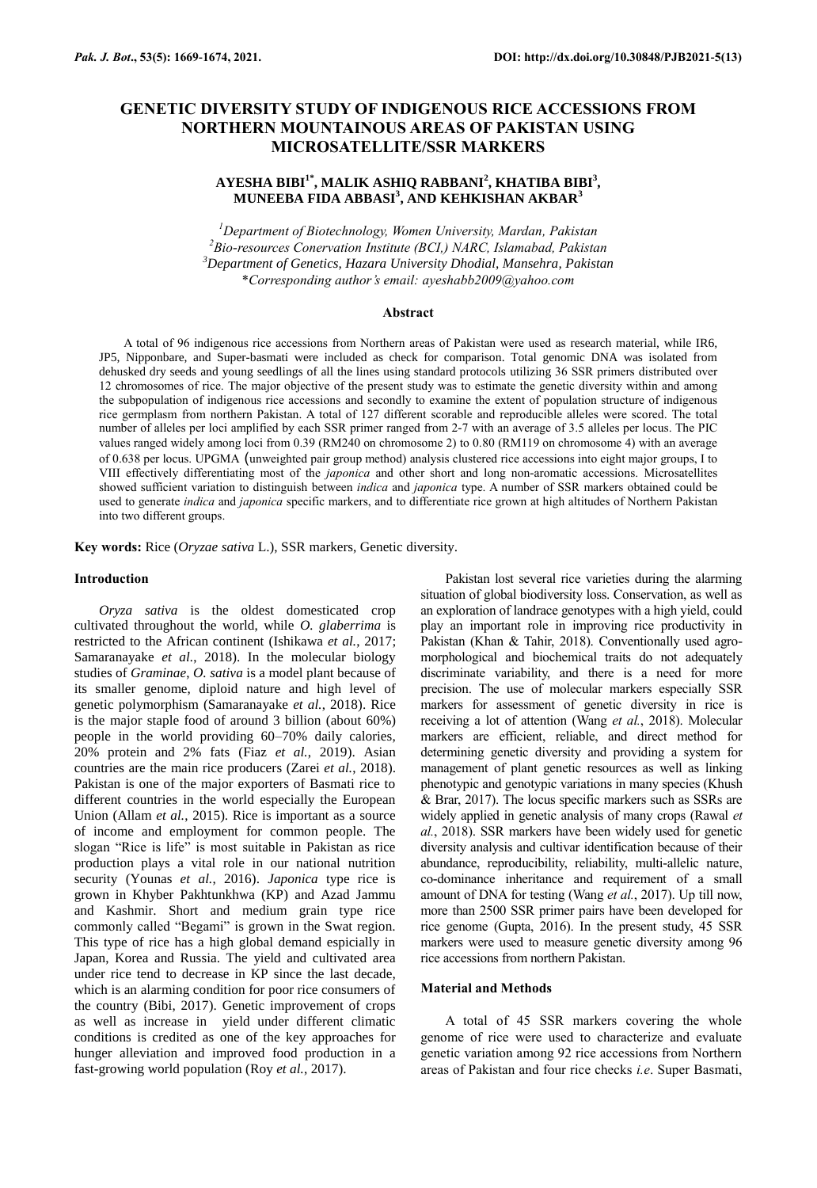# GENETIC DIVERSITY STUDY OF INDIGENOUS RICE ACCESSIONS FROM NORTHERN MOUNTAINOUS AREAS OF PAKISTAN USING MICROSATELLITE/SSR MARKERS

**AYESHA BIBI[1*], MALIK ASHIQ RABBANI[2], KHATIBA BIBI[3], MUNEEBA FIDA ABBASI[3], AND KEHKISHAN AKBAR[3]**

*[1]Department of Biotechnology, Women University, Mardan, Pakistan*
*[2]Bio-resources Conervation Institute (BCI,) NARC, Islamabad, Pakistan*
*[3]Department of Genetics, Hazara University Dhodial, Mansehra, Pakistan*
*\*Corresponding author's email: ayeshabb2009@yahoo.com*

## Abstract

A total of 96 indigenous rice accessions from Northern areas of Pakistan were used as research material, while IR6, JP5, Nipponbare, and Super-basmati were included as check for comparison. Total genomic DNA was isolated from dehusked dry seeds and young seedlings of all the lines using standard protocols utilizing 36 SSR primers distributed over 12 chromosomes of rice. The major objective of the present study was to estimate the genetic diversity within and among the subpopulation of indigenous rice accessions and secondly to examine the extent of population structure of indigenous rice germplasm from northern Pakistan. A total of 127 different scorable and reproducible alleles were scored. The total number of alleles per loci amplified by each SSR primer ranged from 2-7 with an average of 3.5 alleles per locus. The PIC values ranged widely among loci from 0.39 (RM240 on chromosome 2) to 0.80 (RM119 on chromosome 4) with an average of 0.638 per locus. UPGMA (unweighted pair group method) analysis clustered rice accessions into eight major groups, I to VIII effectively differentiating most of the *japonica* and other short and long non-aromatic accessions. Microsatellites showed sufficient variation to distinguish between *indica* and *japonica* type. A number of SSR markers obtained could be used to generate *indica* and *japonica* specific markers, and to differentiate rice grown at high altitudes of Northern Pakistan into two different groups.

**Key words:** Rice (*Oryzae sativa* L.), SSR markers, Genetic diversity.

## Introduction

*Oryza sativa* is the oldest domesticated crop cultivated throughout the world, while *O. glaberrima* is restricted to the African continent (Ishikawa *et al.*, 2017; Samaranayake *et al.*, 2018). In the molecular biology studies of *Graminae*, *O. sativa* is a model plant because of its smaller genome, diploid nature and high level of genetic polymorphism (Samaranayake *et al.,* 2018). Rice is the major staple food of around 3 billion (about 60%) people in the world providing 60–70% daily calories, 20% protein and 2% fats (Fiaz *et al.,* 2019). Asian countries are the main rice producers (Zarei *et al.*, 2018). Pakistan is one of the major exporters of Basmati rice to different countries in the world especially the European Union (Allam *et al.*, 2015). Rice is important as a source of income and employment for common people. The slogan "Rice is life" is most suitable in Pakistan as rice production plays a vital role in our national nutrition security (Younas *et al.*, 2016). *Japonica* type rice is grown in Khyber Pakhtunkhwa (KP) and Azad Jammu and Kashmir. Short and medium grain type rice commonly called "Begami" is grown in the Swat region. This type of rice has a high global demand espicially in Japan, Korea and Russia. The yield and cultivated area under rice tend to decrease in KP since the last decade, which is an alarming condition for poor rice consumers of the country (Bibi, 2017). Genetic improvement of crops as well as increase in yield under different climatic conditions is credited as one of the key approaches for hunger alleviation and improved food production in a fast-growing world population (Roy *et al.*, 2017).

Pakistan lost several rice varieties during the alarming situation of global biodiversity loss. Conservation, as well as an exploration of landrace genotypes with a high yield, could play an important role in improving rice productivity in Pakistan (Khan & Tahir, 2018). Conventionally used agro-morphological and biochemical traits do not adequately discriminate variability, and there is a need for more precision. The use of molecular markers especially SSR markers for assessment of genetic diversity in rice is receiving a lot of attention (Wang *et al.*, 2018). Molecular markers are efficient, reliable, and direct method for determining genetic diversity and providing a system for management of plant genetic resources as well as linking phenotypic and genotypic variations in many species (Khush & Brar, 2017). The locus specific markers such as SSRs are widely applied in genetic analysis of many crops (Rawal *et al.*, 2018). SSR markers have been widely used for genetic diversity analysis and cultivar identification because of their abundance, reproducibility, reliability, multi-allelic nature, co-dominance inheritance and requirement of a small amount of DNA for testing (Wang *et al.*, 2017). Up till now, more than 2500 SSR primer pairs have been developed for rice genome (Gupta, 2016). In the present study, 45 SSR markers were used to measure genetic diversity among 96 rice accessions from northern Pakistan.

## Material and Methods

A total of 45 SSR markers covering the whole genome of rice were used to characterize and evaluate genetic variation among 92 rice accessions from Northern areas of Pakistan and four rice checks *i.e*. Super Basmati,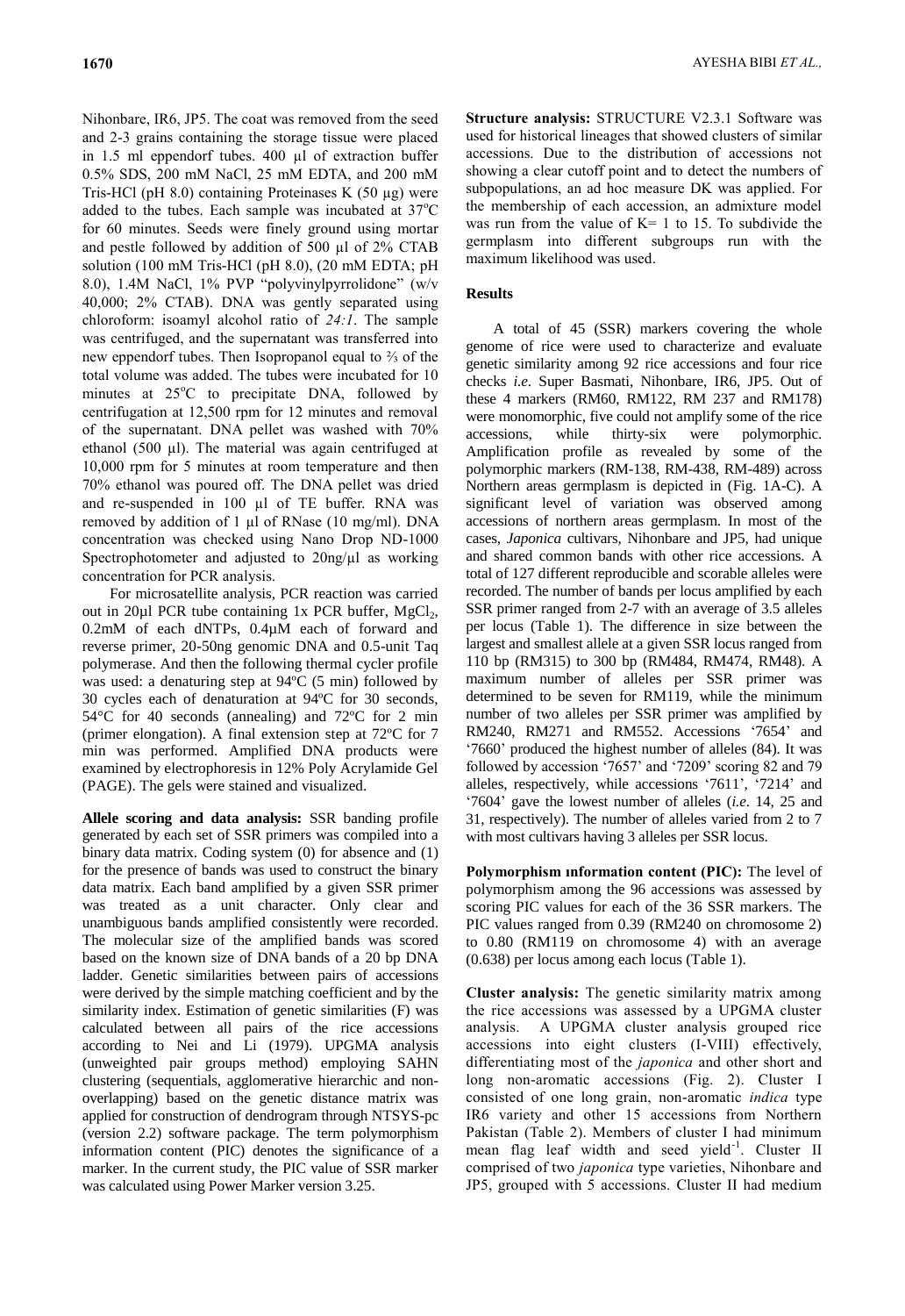Nihonbare, IR6, JP5. The coat was removed from the seed and 2-3 grains containing the storage tissue were placed in 1.5 ml eppendorf tubes. 400 µl of extraction buffer 0.5% SDS, 200 mM NaCl, 25 mM EDTA, and 200 mM Tris-HCl (pH 8.0) containing Proteinases K (50 µg) were added to the tubes. Each sample was incubated at 37°C for 60 minutes. Seeds were finely ground using mortar and pestle followed by addition of 500 µl of 2% CTAB solution (100 mM Tris-HCl (pH 8.0), (20 mM EDTA; pH 8.0), 1.4M NaCl, 1% PVP "polyvinylpyrrolidone" (w/v 40,000; 2% CTAB). DNA was gently separated using chloroform: isoamyl alcohol ratio of *24:1*. The sample was centrifuged, and the supernatant was transferred into new eppendorf tubes. Then Isopropanol equal to ⅔ of the total volume was added. The tubes were incubated for 10 minutes at 25°C to precipitate DNA, followed by centrifugation at 12,500 rpm for 12 minutes and removal of the supernatant. DNA pellet was washed with 70% ethanol (500 µl). The material was again centrifuged at 10,000 rpm for 5 minutes at room temperature and then 70% ethanol was poured off. The DNA pellet was dried and re-suspended in 100 µl of TE buffer. RNA was removed by addition of 1 µl of RNase (10 mg/ml). DNA concentration was checked using Nano Drop ND-1000 Spectrophotometer and adjusted to 20ng/µl as working concentration for PCR analysis.

For microsatellite analysis, PCR reaction was carried out in 20µl PCR tube containing 1x PCR buffer, $MgCl_2$, 0.2mM of each dNTPs, 0.4µM each of forward and reverse primer, 20-50ng genomic DNA and 0.5-unit Taq polymerase. And then the following thermal cycler profile was used: a denaturing step at 94ºC (5 min) followed by 30 cycles each of denaturation at 94ºC for 30 seconds, 54°C for 40 seconds (annealing) and 72ºC for 2 min (primer elongation). A final extension step at 72ºC for 7 min was performed. Amplified DNA products were examined by electrophoresis in 12% Poly Acrylamide Gel (PAGE). The gels were stained and visualized.

**Allele scoring and data analysis:** SSR banding profile generated by each set of SSR primers was compiled into a binary data matrix. Coding system (0) for absence and (1) for the presence of bands was used to construct the binary data matrix. Each band amplified by a given SSR primer was treated as a unit character. Only clear and unambiguous bands amplified consistently were recorded. The molecular size of the amplified bands was scored based on the known size of DNA bands of a 20 bp DNA ladder. Genetic similarities between pairs of accessions were derived by the simple matching coefficient and by the similarity index. Estimation of genetic similarities (F) was calculated between all pairs of the rice accessions according to Nei and Li (1979). UPGMA analysis (unweighted pair groups method) employing SAHN clustering (sequentials, agglomerative hierarchic and non-overlapping) based on the genetic distance matrix was applied for construction of dendrogram through NTSYS-pc (version 2.2) software package. The term polymorphism information content (PIC) denotes the significance of a marker. In the current study, the PIC value of SSR marker was calculated using Power Marker version 3.25.

**Structure analysis:** STRUCTURE V2.3.1 Software was used for historical lineages that showed clusters of similar accessions. Due to the distribution of accessions not showing a clear cutoff point and to detect the numbers of subpopulations, an ad hoc measure DK was applied. For the membership of each accession, an admixture model was run from the value of K= 1 to 15. To subdivide the germplasm into different subgroups run with the maximum likelihood was used.

## Results

A total of 45 (SSR) markers covering the whole genome of rice were used to characterize and evaluate genetic similarity among 92 rice accessions and four rice checks *i.e*. Super Basmati, Nihonbare, IR6, JP5. Out of these 4 markers (RM60, RM122, RM 237 and RM178) were monomorphic, five could not amplify some of the rice accessions, while thirty-six were polymorphic. Amplification profile as revealed by some of the polymorphic markers (RM-138, RM-438, RM-489) across Northern areas germplasm is depicted in (Fig. 1A-C). A significant level of variation was observed among accessions of northern areas germplasm. In most of the cases, *Japonica* cultivars, Nihonbare and JP5, had unique and shared common bands with other rice accessions. A total of 127 different reproducible and scorable alleles were recorded. The number of bands per locus amplified by each SSR primer ranged from 2-7 with an average of 3.5 alleles per locus (Table 1). The difference in size between the largest and smallest allele at a given SSR locus ranged from 110 bp (RM315) to 300 bp (RM484, RM474, RM48). A maximum number of alleles per SSR primer was determined to be seven for RM119, while the minimum number of two alleles per SSR primer was amplified by RM240, RM271 and RM552. Accessions '7654' and '7660' produced the highest number of alleles (84). It was followed by accession '7657' and '7209' scoring 82 and 79 alleles, respectively, while accessions '7611', '7214' and '7604' gave the lowest number of alleles (*i.e*. 14, 25 and 31, respectively). The number of alleles varied from 2 to 7 with most cultivars having 3 alleles per SSR locus.

**Polymorphism ınformation content (PIC):** The level of polymorphism among the 96 accessions was assessed by scoring PIC values for each of the 36 SSR markers. The PIC values ranged from 0.39 (RM240 on chromosome 2) to 0.80 (RM119 on chromosome 4) with an average (0.638) per locus among each locus (Table 1).

**Cluster analysis:** The genetic similarity matrix among the rice accessions was assessed by a UPGMA cluster analysis. A UPGMA cluster analysis grouped rice accessions into eight clusters (I-VIII) effectively, differentiating most of the *japonica* and other short and long non-aromatic accessions (Fig. 2). Cluster I consisted of one long grain, non-aromatic *indica* type IR6 variety and other 15 accessions from Northern Pakistan (Table 2). Members of cluster I had minimum mean flag leaf width and seed yield$^{-1}$. Cluster II comprised of two *japonica* type varieties, Nihonbare and JP5, grouped with 5 accessions. Cluster II had medium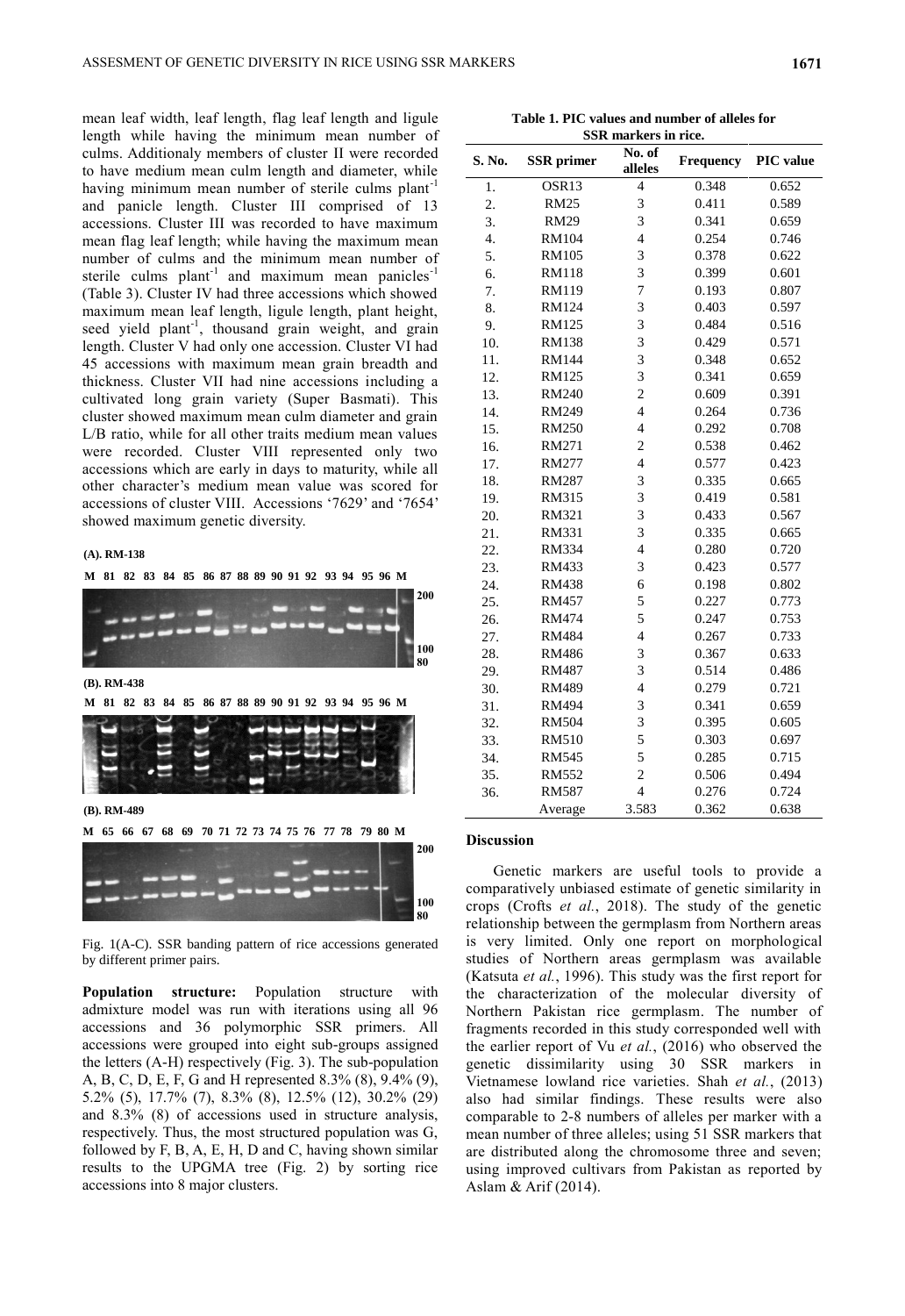mean leaf width, leaf length, flag leaf length and ligule length while having the minimum mean number of culms. Additionaly members of cluster II were recorded to have medium mean culm length and diameter, while having minimum mean number of sterile culms plant$^{-1}$ and panicle length. Cluster III comprised of 13 accessions. Cluster III was recorded to have maximum mean flag leaf length; while having the maximum mean number of culms and the minimum mean number of sterile culms plant$^{-1}$ and maximum mean panicles$^{-1}$ (Table 3). Cluster IV had three accessions which showed maximum mean leaf length, ligule length, plant height, seed yield plant$^{-1}$, thousand grain weight, and grain length. Cluster V had only one accession. Cluster VI had 45 accessions with maximum mean grain breadth and thickness. Cluster VII had nine accessions including a cultivated long grain variety (Super Basmati). This cluster showed maximum mean culm diameter and grain L/B ratio, while for all other traits medium mean values were recorded. Cluster VIII represented only two accessions which are early in days to maturity, while all other character's medium mean value was scored for accessions of cluster VIII. Accessions '7629' and '7654' showed maximum genetic diversity.

(A). RM-138

M 81 82 83 84 85 86 87 88 89 90 91 92 93 94 95 96 M

(B). RM-438

M 81 82 83 84 85 86 87 88 89 90 91 92 93 94 95 96 M

(B). RM-489

M 65 66 67 68 69 70 71 72 73 74 75 76 77 78 79 80 M

Fig. 1(A-C). SSR banding pattern of rice accessions generated by different primer pairs.

**Population structure:** Population structure with admixture model was run with iterations using all 96 accessions and 36 polymorphic SSR primers. All accessions were grouped into eight sub-groups assigned the letters (A-H) respectively (Fig. 3). The sub-population A, B, C, D, E, F, G and H represented 8.3% (8), 9.4% (9), 5.2% (5), 17.7% (7), 8.3% (8), 12.5% (12), 30.2% (29) and 8.3% (8) of accessions used in structure analysis, respectively. Thus, the most structured population was G, followed by F, B, A, E, H, D and C, having shown similar results to the UPGMA tree (Fig. 2) by sorting rice accessions into 8 major clusters.

**Table 1. PIC values and number of alleles for SSR markers in rice.**

| S. No. | SSR primer | No. of alleles | Frequency | PIC value |
|---|---|---|---|---|
| 1. | OSR13 | 4 | 0.348 | 0.652 |
| 2. | RM25 | 3 | 0.411 | 0.589 |
| 3. | RM29 | 3 | 0.341 | 0.659 |
| 4. | RM104 | 4 | 0.254 | 0.746 |
| 5. | RM105 | 3 | 0.378 | 0.622 |
| 6. | RM118 | 3 | 0.399 | 0.601 |
| 7. | RM119 | 7 | 0.193 | 0.807 |
| 8. | RM124 | 3 | 0.403 | 0.597 |
| 9. | RM125 | 3 | 0.484 | 0.516 |
| 10. | RM138 | 3 | 0.429 | 0.571 |
| 11. | RM144 | 3 | 0.348 | 0.652 |
| 12. | RM125 | 3 | 0.341 | 0.659 |
| 13. | RM240 | 2 | 0.609 | 0.391 |
| 14. | RM249 | 4 | 0.264 | 0.736 |
| 15. | RM250 | 4 | 0.292 | 0.708 |
| 16. | RM271 | 2 | 0.538 | 0.462 |
| 17. | RM277 | 4 | 0.577 | 0.423 |
| 18. | RM287 | 3 | 0.335 | 0.665 |
| 19. | RM315 | 3 | 0.419 | 0.581 |
| 20. | RM321 | 3 | 0.433 | 0.567 |
| 21. | RM331 | 3 | 0.335 | 0.665 |
| 22. | RM334 | 4 | 0.280 | 0.720 |
| 23. | RM433 | 3 | 0.423 | 0.577 |
| 24. | RM438 | 6 | 0.198 | 0.802 |
| 25. | RM457 | 5 | 0.227 | 0.773 |
| 26. | RM474 | 5 | 0.247 | 0.753 |
| 27. | RM484 | 4 | 0.267 | 0.733 |
| 28. | RM486 | 3 | 0.367 | 0.633 |
| 29. | RM487 | 3 | 0.514 | 0.486 |
| 30. | RM489 | 4 | 0.279 | 0.721 |
| 31. | RM494 | 3 | 0.341 | 0.659 |
| 32. | RM504 | 3 | 0.395 | 0.605 |
| 33. | RM510 | 5 | 0.303 | 0.697 |
| 34. | RM545 | 5 | 0.285 | 0.715 |
| 35. | RM552 | 2 | 0.506 | 0.494 |
| 36. | RM587 | 4 | 0.276 | 0.724 |
| | Average | 3.583 | 0.362 | 0.638 |

## Discussion

Genetic markers are useful tools to provide a comparatively unbiased estimate of genetic similarity in crops (Crofts *et al.*, 2018). The study of the genetic relationship between the germplasm from Northern areas is very limited. Only one report on morphological studies of Northern areas germplasm was available (Katsuta *et al.*, 1996). This study was the first report for the characterization of the molecular diversity of Northern Pakistan rice germplasm. The number of fragments recorded in this study corresponded well with the earlier report of Vu *et al.*, (2016) who observed the genetic dissimilarity using 30 SSR markers in Vietnamese lowland rice varieties. Shah *et al.*, (2013) also had similar findings. These results were also comparable to 2-8 numbers of alleles per marker with a mean number of three alleles; using 51 SSR markers that are distributed along the chromosome three and seven; using improved cultivars from Pakistan as reported by Aslam & Arif (2014).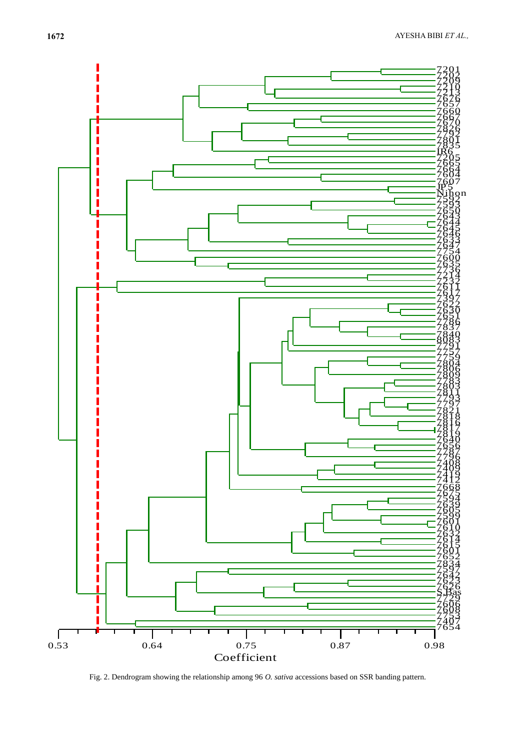Fig. 2. Dendrogram showing the relationship among 96 *O. sativa* accessions based on SSR banding pattern.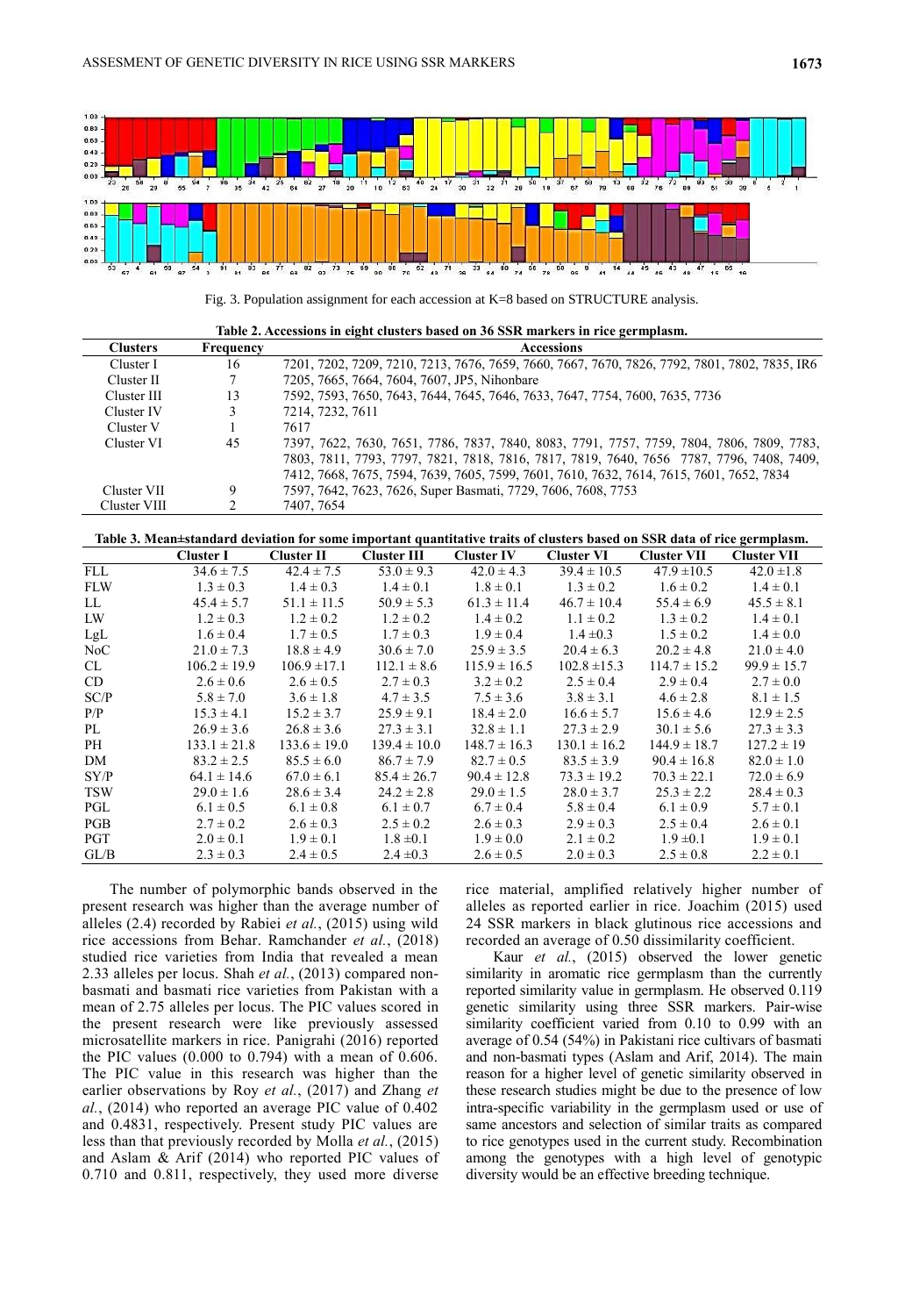Fig. 3. Population assignment for each accession at K=8 based on STRUCTURE analysis.

**Table 2. Accessions in eight clusters based on 36 SSR markers in rice germplasm.**

| Clusters | Frequency | Accessions |
|---|---|---|
| Cluster I | 16 | 7201, 7202, 7209, 7210, 7213, 7676, 7659, 7660, 7667, 7670, 7826, 7792, 7801, 7802, 7835, IR6 |
| Cluster II | 7 | 7205, 7665, 7664, 7604, 7607, JP5, Nihonbare |
| Cluster III | 13 | 7592, 7593, 7650, 7643, 7644, 7645, 7646, 7633, 7647, 7754, 7600, 7635, 7736 |
| Cluster IV | 3 | 7214, 7232, 7611 |
| Cluster V | 1 | 7617 |
| Cluster VI | 45 | 7397, 7622, 7630, 7651, 7786, 7837, 7840, 8083, 7791, 7757, 7759, 7804, 7806, 7809, 7783, 7803, 7811, 7793, 7797, 7821, 7818, 7816, 7817, 7819, 7640, 7656 7787, 7796, 7408, 7409, 7412, 7668, 7675, 7594, 7639, 7605, 7599, 7601, 7610, 7632, 7614, 7615, 7601, 7652, 7834 |
| Cluster VII | 9 | 7597, 7642, 7623, 7626, Super Basmati, 7729, 7606, 7608, 7753 |
| Cluster VIII | 2 | 7407, 7654 |

**Table 3. Mean±standard deviation for some important quantitative traits of clusters based on SSR data of rice germplasm.**

| | Cluster I | Cluster II | Cluster III | Cluster IV | Cluster VI | Cluster VII | Cluster VII |
|---|---|---|---|---|---|---|---|
| FLL | 34.6 ± 7.5 | 42.4 ± 7.5 | 53.0 ± 9.3 | 42.0 ± 4.3 | 39.4 ± 10.5 | 47.9 ±10.5 | 42.0 ±1.8 |
| FLW | 1.3 ± 0.3 | 1.4 ± 0.3 | 1.4 ± 0.1 | 1.8 ± 0.1 | 1.3 ± 0.2 | 1.6 ± 0.2 | 1.4 ± 0.1 |
| LL | 45.4 ± 5.7 | 51.1 ± 11.5 | 50.9 ± 5.3 | 61.3 ± 11.4 | 46.7 ± 10.4 | 55.4 ± 6.9 | 45.5 ± 8.1 |
| LW | 1.2 ± 0.3 | 1.2 ± 0.2 | 1.2 ± 0.2 | 1.4 ± 0.2 | 1.1 ± 0.2 | 1.3 ± 0.2 | 1.4 ± 0.1 |
| LgL | 1.6 ± 0.4 | 1.7 ± 0.5 | 1.7 ± 0.3 | 1.9 ± 0.4 | 1.4 ±0.3 | 1.5 ± 0.2 | 1.4 ± 0.0 |
| NoC | 21.0 ± 7.3 | 18.8 ± 4.9 | 30.6 ± 7.0 | 25.9 ± 3.5 | 20.4 ± 6.3 | 20.2 ± 4.8 | 21.0 ± 4.0 |
| CL | 106.2 ± 19.9 | 106.9 ±17.1 | 112.1 ± 8.6 | 115.9 ± 16.5 | 102.8 ±15.3 | 114.7 ± 15.2 | 99.9 ± 15.7 |
| CD | 2.6 ± 0.6 | 2.6 ± 0.5 | 2.7 ± 0.3 | 3.2 ± 0.2 | 2.5 ± 0.4 | 2.9 ± 0.4 | 2.7 ± 0.0 |
| SC/P | 5.8 ± 7.0 | 3.6 ± 1.8 | 4.7 ± 3.5 | 7.5 ± 3.6 | 3.8 ± 3.1 | 4.6 ± 2.8 | 8.1 ± 1.5 |
| P/P | 15.3 ± 4.1 | 15.2 ± 3.7 | 25.9 ± 9.1 | 18.4 ± 2.0 | 16.6 ± 5.7 | 15.6 ± 4.6 | 12.9 ± 2.5 |
| PL | 26.9 ± 3.6 | 26.8 ± 3.6 | 27.3 ± 3.1 | 32.8 ± 1.1 | 27.3 ± 2.9 | 30.1 ± 5.6 | 27.3 ± 3.3 |
| PH | 133.1 ± 21.8 | 133.6 ± 19.0 | 139.4 ± 10.0 | 148.7 ± 16.3 | 130.1 ± 16.2 | 144.9 ± 18.7 | 127.2 ± 19 |
| DM | 83.2 ± 2.5 | 85.5 ± 6.0 | 86.7 ± 7.9 | 82.7 ± 0.5 | 83.5 ± 3.9 | 90.4 ± 16.8 | 82.0 ± 1.0 |
| SY/P | 64.1 ± 14.6 | 67.0 ± 6.1 | 85.4 ± 26.7 | 90.4 ± 12.8 | 73.3 ± 19.2 | 70.3 ± 22.1 | 72.0 ± 6.9 |
| TSW | 29.0 ± 1.6 | 28.6 ± 3.4 | 24.2 ± 2.8 | 29.0 ± 1.5 | 28.0 ± 3.7 | 25.3 ± 2.2 | 28.4 ± 0.3 |
| PGL | 6.1 ± 0.5 | 6.1 ± 0.8 | 6.1 ± 0.7 | 6.7 ± 0.4 | 5.8 ± 0.4 | 6.1 ± 0.9 | 5.7 ± 0.1 |
| PGB | 2.7 ± 0.2 | 2.6 ± 0.3 | 2.5 ± 0.2 | 2.6 ± 0.3 | 2.9 ± 0.3 | 2.5 ± 0.4 | 2.6 ± 0.1 |
| PGT | 2.0 ± 0.1 | 1.9 ± 0.1 | 1.8 ±0.1 | 1.9 ± 0.0 | 2.1 ± 0.2 | 1.9 ±0.1 | 1.9 ± 0.1 |
| GL/B | 2.3 ± 0.3 | 2.4 ± 0.5 | 2.4 ±0.3 | 2.6 ± 0.5 | 2.0 ± 0.3 | 2.5 ± 0.8 | 2.2 ± 0.1 |

The number of polymorphic bands observed in the present research was higher than the average number of alleles (2.4) recorded by Rabiei *et al.*, (2015) using wild rice accessions from Behar. Ramchander *et al.*, (2018) studied rice varieties from India that revealed a mean 2.33 alleles per locus. Shah *et al.*, (2013) compared non-basmati and basmati rice varieties from Pakistan with a mean of 2.75 alleles per locus. The PIC values scored in the present research were like previously assessed microsatellite markers in rice. Panigrahi (2016) reported the PIC values (0.000 to 0.794) with a mean of 0.606. The PIC value in this research was higher than the earlier observations by Roy *et al.*, (2017) and Zhang *et al.*, (2014) who reported an average PIC value of 0.402 and 0.4831, respectively. Present study PIC values are less than that previously recorded by Molla *et al.*, (2015) and Aslam & Arif (2014) who reported PIC values of 0.710 and 0.811, respectively, they used more diverse rice material, amplified relatively higher number of alleles as reported earlier in rice. Joachim (2015) used 24 SSR markers in black glutinous rice accessions and recorded an average of 0.50 dissimilarity coefficient.

Kaur *et al.*, (2015) observed the lower genetic similarity in aromatic rice germplasm than the currently reported similarity value in germplasm. He observed 0.119 genetic similarity using three SSR markers. Pair-wise similarity coefficient varied from 0.10 to 0.99 with an average of 0.54 (54%) in Pakistani rice cultivars of basmati and non-basmati types (Aslam and Arif, 2014). The main reason for a higher level of genetic similarity observed in these research studies might be due to the presence of low intra-specific variability in the germplasm used or use of same ancestors and selection of similar traits as compared to rice genotypes used in the current study. Recombination among the genotypes with a high level of genotypic diversity would be an effective breeding technique.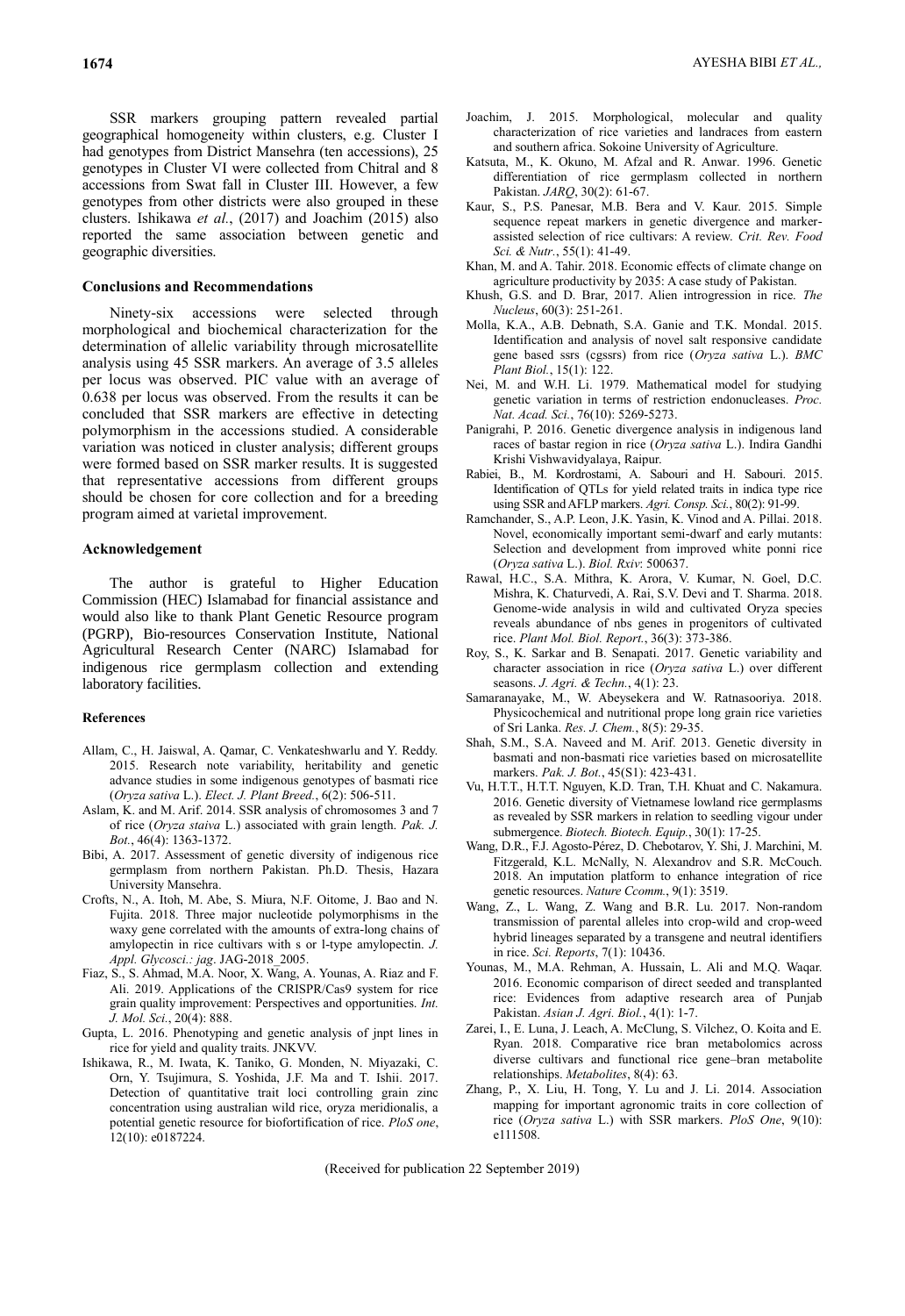SSR markers grouping pattern revealed partial geographical homogeneity within clusters, e.g. Cluster I had genotypes from District Mansehra (ten accessions), 25 genotypes in Cluster VI were collected from Chitral and 8 accessions from Swat fall in Cluster III. However, a few genotypes from other districts were also grouped in these clusters. Ishikawa *et al.*, (2017) and Joachim (2015) also reported the same association between genetic and geographic diversities.

## Conclusions and Recommendations

Ninety-six accessions were selected through morphological and biochemical characterization for the determination of allelic variability through microsatellite analysis using 45 SSR markers. An average of 3.5 alleles per locus was observed. PIC value with an average of 0.638 per locus was observed. From the results it can be concluded that SSR markers are effective in detecting polymorphism in the accessions studied. A considerable variation was noticed in cluster analysis; different groups were formed based on SSR marker results. It is suggested that representative accessions from different groups should be chosen for core collection and for a breeding program aimed at varietal improvement.

## Acknowledgement

The author is grateful to Higher Education Commission (HEC) Islamabad for financial assistance and would also like to thank Plant Genetic Resource program (PGRP), Bio-resources Conservation Institute, National Agricultural Research Center (NARC) Islamabad for indigenous rice germplasm collection and extending laboratory facilities.

## References

Allam, C., H. Jaiswal, A. Qamar, C. Venkateshwarlu and Y. Reddy. 2015. Research note variability, heritability and genetic advance studies in some indigenous genotypes of basmati rice (*Oryza sativa* L.). *Elect. J. Plant Breed.*, 6(2): 506-511.

Aslam, K. and M. Arif. 2014. SSR analysis of chromosomes 3 and 7 of rice (*Oryza staiva* L.) associated with grain length. *Pak. J. Bot.*, 46(4): 1363-1372.

Bibi, A. 2017. Assessment of genetic diversity of indigenous rice germplasm from northern Pakistan. Ph.D. Thesis, Hazara University Mansehra.

Crofts, N., A. Itoh, M. Abe, S. Miura, N.F. Oitome, J. Bao and N. Fujita. 2018. Three major nucleotide polymorphisms in the waxy gene correlated with the amounts of extra-long chains of amylopectin in rice cultivars with s or l-type amylopectin. *J. Appl. Glycosci.: jag*. JAG-2018_2005.

Fiaz, S., S. Ahmad, M.A. Noor, X. Wang, A. Younas, A. Riaz and F. Ali. 2019. Applications of the CRISPR/Cas9 system for rice grain quality improvement: Perspectives and opportunities. *Int. J. Mol. Sci.*, 20(4): 888.

Gupta, L. 2016. Phenotyping and genetic analysis of jnpt lines in rice for yield and quality traits. JNKVV.

Ishikawa, R., M. Iwata, K. Taniko, G. Monden, N. Miyazaki, C. Orn, Y. Tsujimura, S. Yoshida, J.F. Ma and T. Ishii. 2017. Detection of quantitative trait loci controlling grain zinc concentration using australian wild rice, oryza meridionalis, a potential genetic resource for biofortification of rice. *PloS one*, 12(10): e0187224.

Joachim, J. 2015. Morphological, molecular and quality characterization of rice varieties and landraces from eastern and southern africa. Sokoine University of Agriculture.

Katsuta, M., K. Okuno, M. Afzal and R. Anwar. 1996. Genetic differentiation of rice germplasm collected in northern Pakistan. *JARQ*, 30(2): 61-67.

Kaur, S., P.S. Panesar, M.B. Bera and V. Kaur. 2015. Simple sequence repeat markers in genetic divergence and marker-assisted selection of rice cultivars: A review. *Crit. Rev. Food Sci. & Nutr.*, 55(1): 41-49.

Khan, M. and A. Tahir. 2018. Economic effects of climate change on agriculture productivity by 2035: A case study of Pakistan.

Khush, G.S. and D. Brar, 2017. Alien introgression in rice. *The Nucleus*, 60(3): 251-261.

Molla, K.A., A.B. Debnath, S.A. Ganie and T.K. Mondal. 2015. Identification and analysis of novel salt responsive candidate gene based ssrs (cgssrs) from rice (*Oryza sativa* L.). *BMC Plant Biol.*, 15(1): 122.

Nei, M. and W.H. Li. 1979. Mathematical model for studying genetic variation in terms of restriction endonucleases. *Proc. Nat. Acad. Sci.*, 76(10): 5269-5273.

Panigrahi, P. 2016. Genetic divergence analysis in indigenous land races of bastar region in rice (*Oryza sativa* L.). Indira Gandhi Krishi Vishwavidyalaya, Raipur.

Rabiei, B., M. Kordrostami, A. Sabouri and H. Sabouri. 2015. Identification of QTLs for yield related traits in indica type rice using SSR and AFLP markers. *Agri. Consp. Sci.*, 80(2): 91-99.

Ramchander, S., A.P. Leon, J.K. Yasin, K. Vinod and A. Pillai. 2018. Novel, economically important semi-dwarf and early mutants: Selection and development from improved white ponni rice (*Oryza sativa* L.). *Biol. Rxiv*: 500637.

Rawal, H.C., S.A. Mithra, K. Arora, V. Kumar, N. Goel, D.C. Mishra, K. Chaturvedi, A. Rai, S.V. Devi and T. Sharma. 2018. Genome-wide analysis in wild and cultivated Oryza species reveals abundance of nbs genes in progenitors of cultivated rice. *Plant Mol. Biol. Report.*, 36(3): 373-386.

Roy, S., K. Sarkar and B. Senapati. 2017. Genetic variability and character association in rice (*Oryza sativa* L.) over different seasons. *J. Agri. & Techn.*, 4(1): 23.

Samaranayake, M., W. Abeysekera and W. Ratnasooriya. 2018. Physicochemical and nutritional prope long grain rice varieties of Sri Lanka. *Res. J. Chem.*, 8(5): 29-35.

Shah, S.M., S.A. Naveed and M. Arif. 2013. Genetic diversity in basmati and non-basmati rice varieties based on microsatellite markers. *Pak. J. Bot.*, 45(S1): 423-431.

Vu, H.T.T., H.T.T. Nguyen, K.D. Tran, T.H. Khuat and C. Nakamura. 2016. Genetic diversity of Vietnamese lowland rice germplasms as revealed by SSR markers in relation to seedling vigour under submergence. *Biotech. Biotech. Equip.*, 30(1): 17-25.

Wang, D.R., F.J. Agosto-Pérez, D. Chebotarov, Y. Shi, J. Marchini, M. Fitzgerald, K.L. McNally, N. Alexandrov and S.R. McCouch. 2018. An imputation platform to enhance integration of rice genetic resources. *Nature Ccomm.*, 9(1): 3519.

Wang, Z., L. Wang, Z. Wang and B.R. Lu. 2017. Non-random transmission of parental alleles into crop-wild and crop-weed hybrid lineages separated by a transgene and neutral identifiers in rice. *Sci. Reports*, 7(1): 10436.

Younas, M., M.A. Rehman, A. Hussain, L. Ali and M.Q. Waqar. 2016. Economic comparison of direct seeded and transplanted rice: Evidences from adaptive research area of Punjab Pakistan. *Asian J. Agri. Biol.*, 4(1): 1-7.

Zarei, I., E. Luna, J. Leach, A. McClung, S. Vilchez, O. Koita and E. Ryan. 2018. Comparative rice bran metabolomics across diverse cultivars and functional rice gene–bran metabolite relationships. *Metabolites*, 8(4): 63.

Zhang, P., X. Liu, H. Tong, Y. Lu and J. Li. 2014. Association mapping for important agronomic traits in core collection of rice (*Oryza sativa* L.) with SSR markers. *PloS One*, 9(10): e111508.

(Received for publication 22 September 2019)